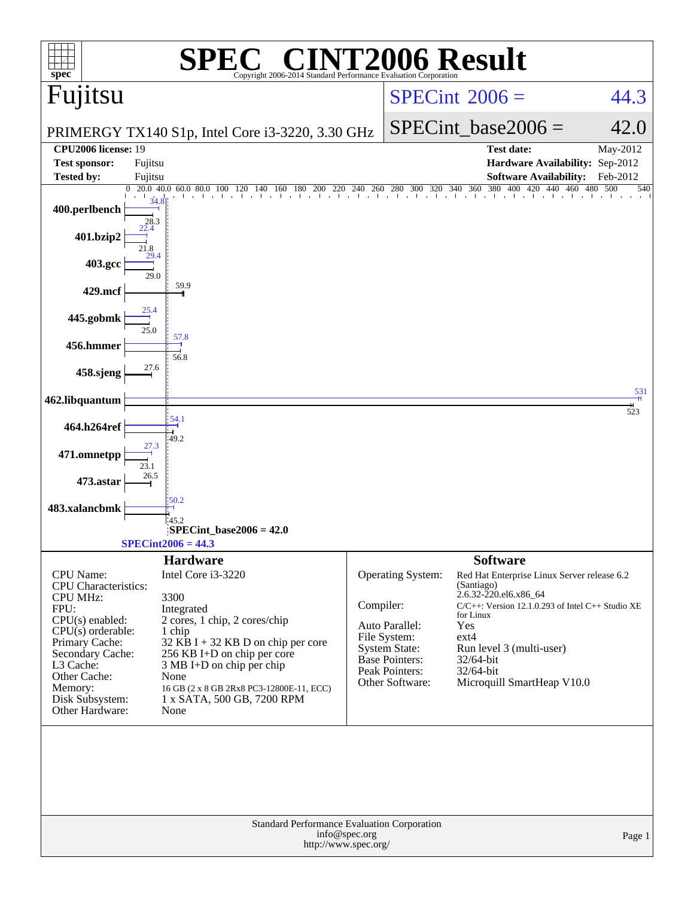# SPEC CINT2006 Result

Copyright 2006-2014 Standard Performance Evaluation Corporation

## Fujitsu

PRIMERGY TX140 S1p, Intel Core i3-3220, 3.30 GHz

SPECint 2006 = 44.3

SPECint_base2006 = 42.0

| | | | |
|---|---|---|---|
| **CPU2006 license:** 19 | | **Test date:** | May-2012 |
| **Test sponsor:** | Fujitsu | **Hardware Availability:** | Sep-2012 |
| **Tested by:** | Fujitsu | **Software Availability:** | Feb-2012 |

0 20.0 40.0 60.0 80.0 100 120 140 160 180 200 220 240 260 280 300 320 340 360 380 400 420 440 460 480 500 540

400.perlbench 34.8 28.3

401.bzip2 22.4 21.8

403.gcc 29.4 29.0

429.mcf 59.9

445.gobmk 25.4 25.0

456.hmmer 57.8 56.8

458.sjeng 27.6

462.libquantum 531 523

464.h264ref 54.1 49.2

471.omnetpp 27.3 23.1

473.astar 26.5

483.xalancbmk 50.2 45.2

SPECint_base2006 = 42.0

SPECint2006 = 44.3

## Hardware

| | |
|---|---|
| CPU Name: | Intel Core i3-3220 |
| CPU Characteristics: | |
| CPU MHz: | 3300 |
| FPU: | Integrated |
| CPU(s) enabled: | 2 cores, 1 chip, 2 cores/chip |
| CPU(s) orderable: | 1 chip |
| Primary Cache: | 32 KB I + 32 KB D on chip per core |
| Secondary Cache: | 256 KB I+D on chip per core |
| L3 Cache: | 3 MB I+D on chip per chip |
| Other Cache: | None |
| Memory: | 16 GB (2 x 8 GB 2Rx8 PC3-12800E-11, ECC) |
| Disk Subsystem: | 1 x SATA, 500 GB, 7200 RPM |
| Other Hardware: | None |

## Software

| | |
|---|---|
| Operating System: | Red Hat Enterprise Linux Server release 6.2 (Santiago) 2.6.32-220.el6.x86_64 |
| Compiler: | C/C++: Version 12.1.0.293 of Intel C++ Studio XE for Linux |
| Auto Parallel: | Yes |
| File System: | ext4 |
| System State: | Run level 3 (multi-user) |
| Base Pointers: | 32/64-bit |
| Peak Pointers: | 32/64-bit |
| Other Software: | Microquill SmartHeap V10.0 |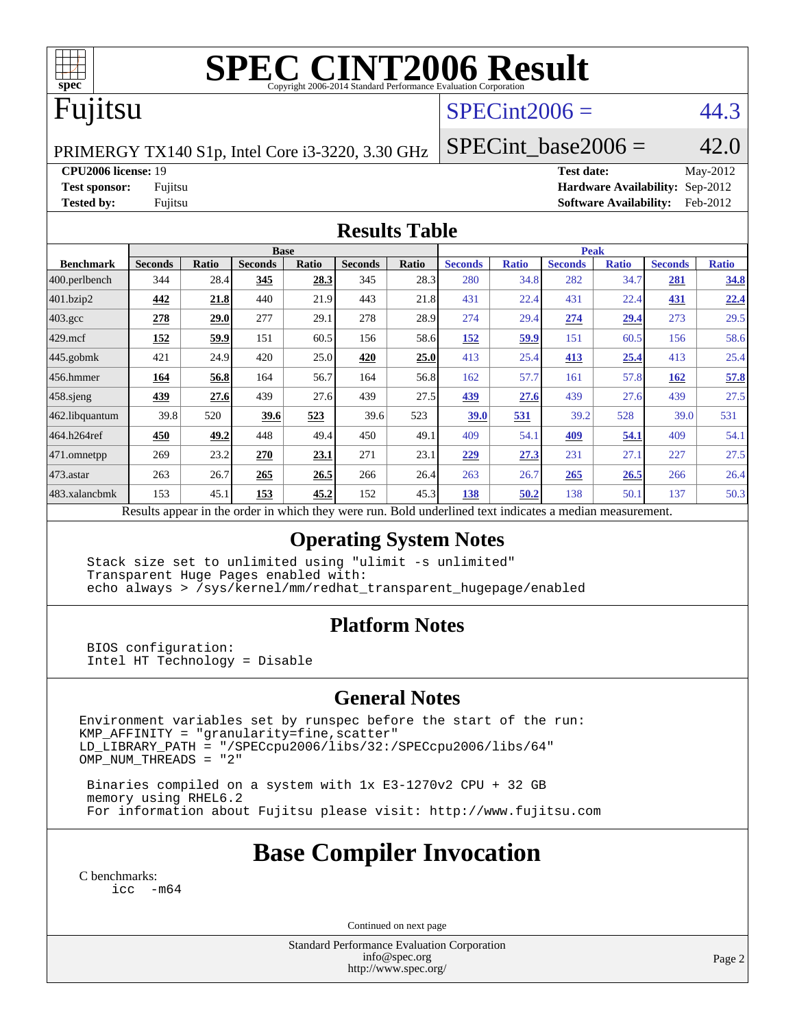# SPEC CINT2006 Result

Copyright 2006-2014 Standard Performance Evaluation Corporation

# Fujitsu

PRIMERGY TX140 S1p, Intel Core i3-3220, 3.30 GHz

SPECint2006 = 44.3

SPECint_base2006 = 42.0

**CPU2006 license:** 19
**Test sponsor:** Fujitsu
**Tested by:** Fujitsu

**Test date:** May-2012
**Hardware Availability:** Sep-2012
**Software Availability:** Feb-2012

## Results Table

| | Base | | | | | | Peak | | | | | |
|---|---|---|---|---|---|---|---|---|---|---|---|---|
| **Benchmark** | **Seconds** | **Ratio** | **Seconds** | **Ratio** | **Seconds** | **Ratio** | **Seconds** | **Ratio** | **Seconds** | **Ratio** | **Seconds** | **Ratio** |
| 400.perlbench | 344 | 28.4 | **345** | **28.3** | 345 | 28.3 | 280 | 34.8 | 282 | 34.7 | **281** | **34.8** |
| 401.bzip2 | **442** | **21.8** | 440 | 21.9 | 443 | 21.8 | 431 | 22.4 | 431 | 22.4 | **431** | **22.4** |
| 403.gcc | **278** | **29.0** | 277 | 29.1 | 278 | 28.9 | 274 | 29.4 | **274** | **29.4** | 273 | 29.5 |
| 429.mcf | **152** | **59.9** | 151 | 60.5 | 156 | 58.6 | **152** | **59.9** | 151 | 60.5 | 156 | 58.6 |
| 445.gobmk | 421 | 24.9 | 420 | 25.0 | **420** | **25.0** | 413 | 25.4 | **413** | **25.4** | 413 | 25.4 |
| 456.hmmer | **164** | **56.8** | 164 | 56.7 | 164 | 56.8 | 162 | 57.7 | 161 | 57.8 | **162** | **57.8** |
| 458.sjeng | **439** | **27.6** | 439 | 27.6 | 439 | 27.5 | **439** | **27.6** | 439 | 27.6 | 439 | 27.5 |
| 462.libquantum | 39.8 | 520 | **39.6** | **523** | 39.6 | 523 | **39.0** | **531** | 39.2 | 528 | 39.0 | 531 |
| 464.h264ref | **450** | **49.2** | 448 | 49.4 | 450 | 49.1 | 409 | 54.1 | **409** | **54.1** | 409 | 54.1 |
| 471.omnetpp | 269 | 23.2 | **270** | **23.1** | 271 | 23.1 | **229** | **27.3** | 231 | 27.1 | 227 | 27.5 |
| 473.astar | 263 | 26.7 | **265** | **26.5** | 266 | 26.4 | 263 | 26.7 | **265** | **26.5** | 266 | 26.4 |
| 483.xalancbmk | 153 | 45.1 | **153** | **45.2** | 152 | 45.3 | **138** | **50.2** | 138 | 50.1 | 137 | 50.3 |

Results appear in the order in which they were run. Bold underlined text indicates a median measurement.

## Operating System Notes

```
Stack size set to unlimited using "ulimit -s unlimited"
Transparent Huge Pages enabled with:
echo always > /sys/kernel/mm/redhat_transparent_hugepage/enabled
```

## Platform Notes

```
BIOS configuration:
Intel HT Technology = Disable
```

## General Notes

```
Environment variables set by runspec before the start of the run:
KMP_AFFINITY = "granularity=fine,scatter"
LD_LIBRARY_PATH = "/SPECcpu2006/libs/32:/SPECcpu2006/libs/64"
OMP_NUM_THREADS = "2"

Binaries compiled on a system with 1x E3-1270v2 CPU + 32 GB
memory using RHEL6.2
For information about Fujitsu please visit: http://www.fujitsu.com
```

# Base Compiler Invocation

C benchmarks:
```
icc  -m64
```

Continued on next page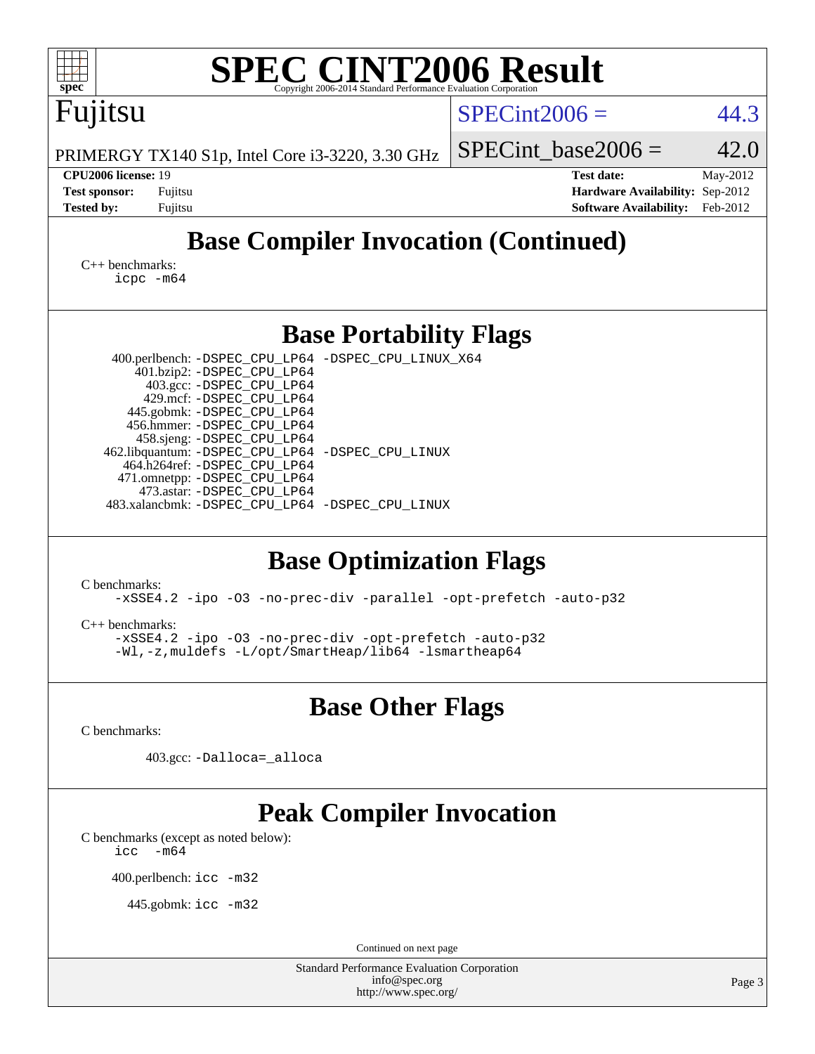# SPEC CINT2006 Result

Copyright 2006-2014 Standard Performance Evaluation Corporation

Fujitsu

PRIMERGY TX140 S1p, Intel Core i3-3220, 3.30 GHz

SPECint2006 = 44.3

SPECint_base2006 = 42.0

**CPU2006 license:** 19
**Test sponsor:** Fujitsu
**Tested by:** Fujitsu

**Test date:** May-2012
**Hardware Availability:** Sep-2012
**Software Availability:** Feb-2012

## Base Compiler Invocation (Continued)

C++ benchmarks:
```
icpc -m64
```

## Base Portability Flags

```
   400.perlbench: -DSPEC_CPU_LP64 -DSPEC_CPU_LINUX_X64
       401.bzip2: -DSPEC_CPU_LP64
         403.gcc: -DSPEC_CPU_LP64
         429.mcf: -DSPEC_CPU_LP64
       445.gobmk: -DSPEC_CPU_LP64
       456.hmmer: -DSPEC_CPU_LP64
       458.sjeng: -DSPEC_CPU_LP64
  462.libquantum: -DSPEC_CPU_LP64 -DSPEC_CPU_LINUX
     464.h264ref: -DSPEC_CPU_LP64
     471.omnetpp: -DSPEC_CPU_LP64
       473.astar: -DSPEC_CPU_LP64
  483.xalancbmk: -DSPEC_CPU_LP64 -DSPEC_CPU_LINUX
```

## Base Optimization Flags

C benchmarks:
```
-xSSE4.2 -ipo -O3 -no-prec-div -parallel -opt-prefetch -auto-p32
```

C++ benchmarks:
```
-xSSE4.2 -ipo -O3 -no-prec-div -opt-prefetch -auto-p32
-Wl,-z,muldefs -L/opt/SmartHeap/lib64 -lsmartheap64
```

## Base Other Flags

C benchmarks:

```
403.gcc: -Dalloca=_alloca
```

## Peak Compiler Invocation

C benchmarks (except as noted below):
```
icc  -m64
```

```
400.perlbench: icc -m32
```

```
445.gobmk: icc -m32
```

Continued on next page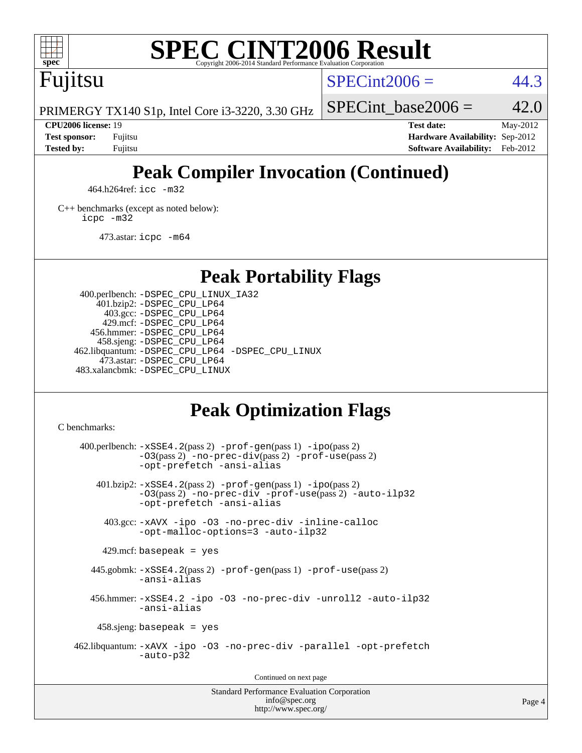# SPEC CINT2006 Result

Copyright 2006-2014 Standard Performance Evaluation Corporation

Fujitsu

PRIMERGY TX140 S1p, Intel Core i3-3220, 3.30 GHz

SPECint2006 = 44.3

SPECint_base2006 = 42.0

**CPU2006 license:** 19
**Test sponsor:** Fujitsu
**Tested by:** Fujitsu

**Test date:** May-2012
**Hardware Availability:** Sep-2012
**Software Availability:** Feb-2012

## Peak Compiler Invocation (Continued)

464.h264ref: `icc -m32`

C++ benchmarks (except as noted below):
`icpc -m32`

473.astar: `icpc -m64`

## Peak Portability Flags

400.perlbench: `-DSPEC_CPU_LINUX_IA32`
401.bzip2: `-DSPEC_CPU_LP64`
403.gcc: `-DSPEC_CPU_LP64`
429.mcf: `-DSPEC_CPU_LP64`
456.hmmer: `-DSPEC_CPU_LP64`
458.sjeng: `-DSPEC_CPU_LP64`
462.libquantum: `-DSPEC_CPU_LP64 -DSPEC_CPU_LINUX`
473.astar: `-DSPEC_CPU_LP64`
483.xalancbmk: `-DSPEC_CPU_LINUX`

## Peak Optimization Flags

C benchmarks:

400.perlbench: `-xSSE4.2`(pass 2) `-prof-gen`(pass 1) `-ipo`(pass 2) `-O3`(pass 2) `-no-prec-div`(pass 2) `-prof-use`(pass 2) `-opt-prefetch -ansi-alias`

401.bzip2: `-xSSE4.2`(pass 2) `-prof-gen`(pass 1) `-ipo`(pass 2) `-O3`(pass 2) `-no-prec-div -prof-use`(pass 2) `-auto-ilp32 -opt-prefetch -ansi-alias`

403.gcc: `-xAVX -ipo -O3 -no-prec-div -inline-calloc -opt-malloc-options=3 -auto-ilp32`

429.mcf: `basepeak = yes`

445.gobmk: `-xSSE4.2`(pass 2) `-prof-gen`(pass 1) `-prof-use`(pass 2) `-ansi-alias`

456.hmmer: `-xSSE4.2 -ipo -O3 -no-prec-div -unroll2 -auto-ilp32 -ansi-alias`

458.sjeng: `basepeak = yes`

462.libquantum: `-xAVX -ipo -O3 -no-prec-div -parallel -opt-prefetch -auto-p32`

Continued on next page

Standard Performance Evaluation Corporation
info@spec.org
http://www.spec.org/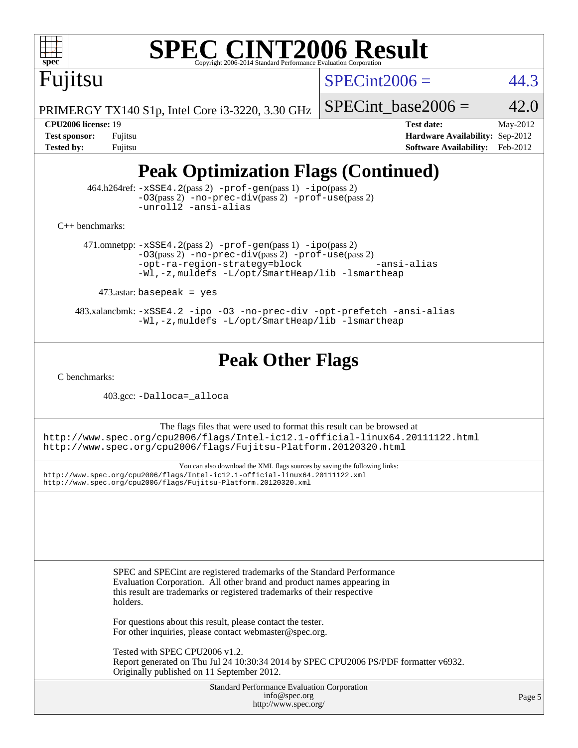# Peak Optimization Flags (Continued)

464.h264ref: -xSSE4.2(pass 2) -prof-gen(pass 1) -ipo(pass 2) -O3(pass 2) -no-prec-div(pass 2) -prof-use(pass 2) -unroll2 -ansi-alias

C++ benchmarks:

471.omnetpp: -xSSE4.2(pass 2) -prof-gen(pass 1) -ipo(pass 2) -O3(pass 2) -no-prec-div(pass 2) -prof-use(pass 2) -opt-ra-region-strategy=block -ansi-alias -Wl,-z,muldefs -L/opt/SmartHeap/lib -lsmartheap

473.astar: basepeak = yes

483.xalancbmk: -xSSE4.2 -ipo -O3 -no-prec-div -opt-prefetch -ansi-alias -Wl,-z,muldefs -L/opt/SmartHeap/lib -lsmartheap

# Peak Other Flags

C benchmarks:

403.gcc: -Dalloca=_alloca

The flags files that were used to format this result can be browsed at
http://www.spec.org/cpu2006/flags/Intel-ic12.1-official-linux64.20111122.html
http://www.spec.org/cpu2006/flags/Fujitsu-Platform.20120320.html

You can also download the XML flags sources by saving the following links:
http://www.spec.org/cpu2006/flags/Intel-ic12.1-official-linux64.20111122.xml
http://www.spec.org/cpu2006/flags/Fujitsu-Platform.20120320.xml

SPEC and SPECint are registered trademarks of the Standard Performance Evaluation Corporation. All other brand and product names appearing in this result are trademarks or registered trademarks of their respective holders.

For questions about this result, please contact the tester.
For other inquiries, please contact webmaster@spec.org.

Tested with SPEC CPU2006 v1.2.
Report generated on Thu Jul 24 10:30:34 2014 by SPEC CPU2006 PS/PDF formatter v6932.
Originally published on 11 September 2012.